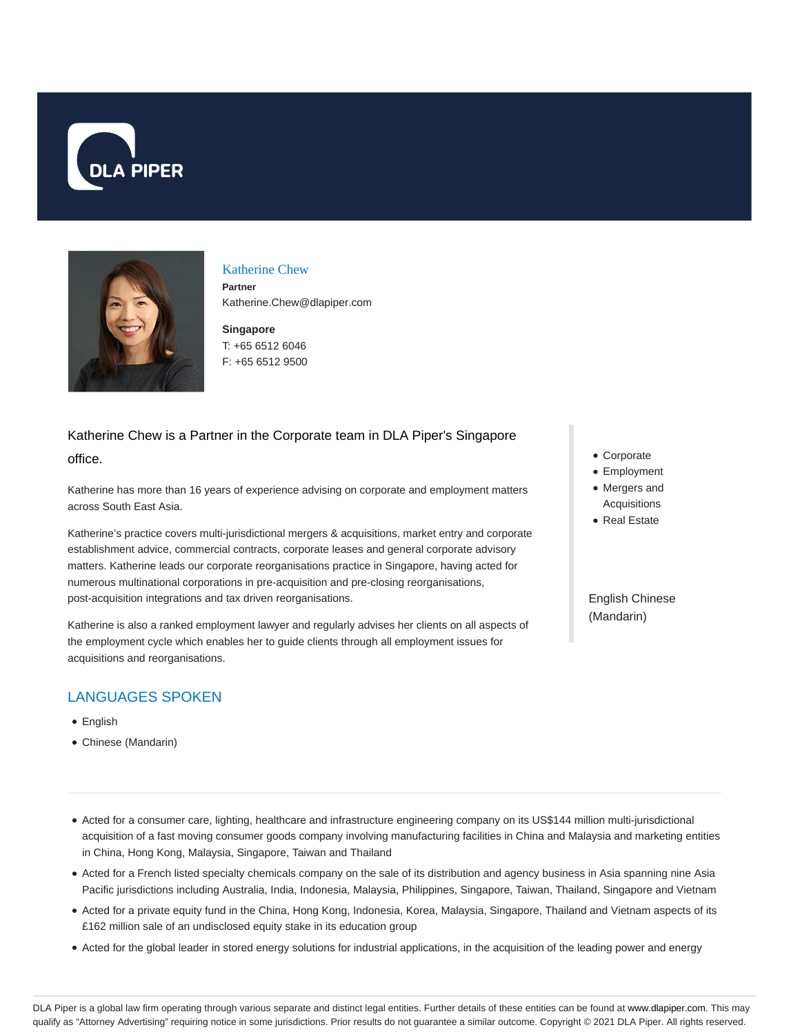DLA PIPER

# Katherine Chew

**Partner**

Katherine.Chew@dlapiper.com

**Singapore**

T: +65 6512 6046

F: +65 6512 9500

Katherine Chew is a Partner in the Corporate team in DLA Piper's Singapore office.

Katherine has more than 16 years of experience advising on corporate and employment matters across South East Asia.

Katherine's practice covers multi-jurisdictional mergers & acquisitions, market entry and corporate establishment advice, commercial contracts, corporate leases and general corporate advisory matters. Katherine leads our corporate reorganisations practice in Singapore, having acted for numerous multinational corporations in pre-acquisition and pre-closing reorganisations, post-acquisition integrations and tax driven reorganisations.

Katherine is also a ranked employment lawyer and regularly advises her clients on all aspects of the employment cycle which enables her to guide clients through all employment issues for acquisitions and reorganisations.

- Corporate
- Employment
- Mergers and Acquisitions
- Real Estate

English Chinese (Mandarin)

## LANGUAGES SPOKEN

- English
- Chinese (Mandarin)

---

- Acted for a consumer care, lighting, healthcare and infrastructure engineering company on its US$144 million multi-jurisdictional acquisition of a fast moving consumer goods company involving manufacturing facilities in China and Malaysia and marketing entities in China, Hong Kong, Malaysia, Singapore, Taiwan and Thailand
- Acted for a French listed specialty chemicals company on the sale of its distribution and agency business in Asia spanning nine Asia Pacific jurisdictions including Australia, India, Indonesia, Malaysia, Philippines, Singapore, Taiwan, Thailand, Singapore and Vietnam
- Acted for a private equity fund in the China, Hong Kong, Indonesia, Korea, Malaysia, Singapore, Thailand and Vietnam aspects of its £162 million sale of an undisclosed equity stake in its education group
- Acted for the global leader in stored energy solutions for industrial applications, in the acquisition of the leading power and energy

DLA Piper is a global law firm operating through various separate and distinct legal entities. Further details of these entities can be found at www.dlapiper.com. This may qualify as "Attorney Advertising" requiring notice in some jurisdictions. Prior results do not guarantee a similar outcome. Copyright © 2021 DLA Piper. All rights reserved.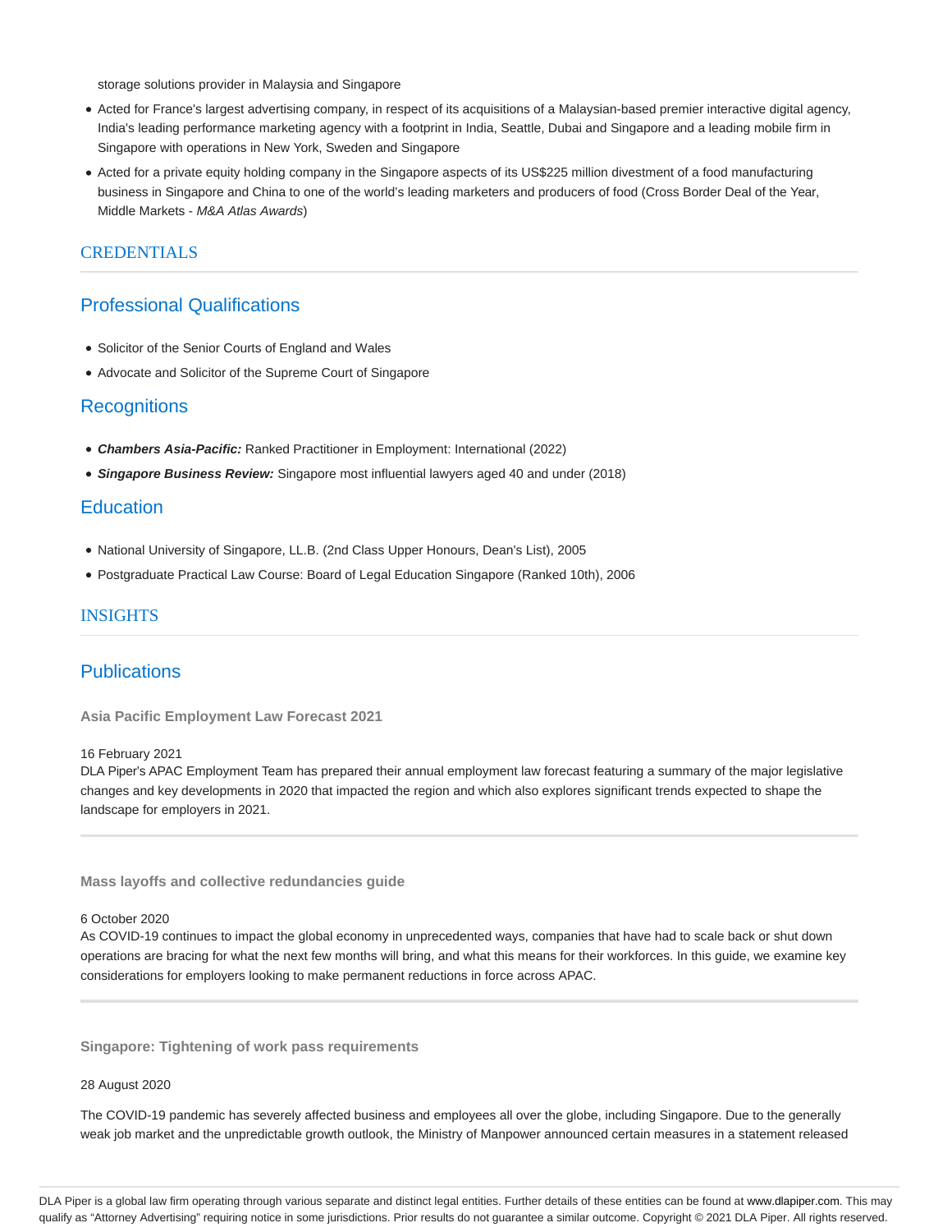storage solutions provider in Malaysia and Singapore

- Acted for France's largest advertising company, in respect of its acquisitions of a Malaysian-based premier interactive digital agency, India's leading performance marketing agency with a footprint in India, Seattle, Dubai and Singapore and a leading mobile firm in Singapore with operations in New York, Sweden and Singapore
- Acted for a private equity holding company in the Singapore aspects of its US$225 million divestment of a food manufacturing business in Singapore and China to one of the world's leading marketers and producers of food (Cross Border Deal of the Year, Middle Markets - *M&A Atlas Awards*)

## CREDENTIALS

### Professional Qualifications

- Solicitor of the Senior Courts of England and Wales
- Advocate and Solicitor of the Supreme Court of Singapore

### Recognitions

- ***Chambers Asia-Pacific:*** Ranked Practitioner in Employment: International (2022)
- ***Singapore Business Review:*** Singapore most influential lawyers aged 40 and under (2018)

### Education

- National University of Singapore, LL.B. (2nd Class Upper Honours, Dean's List), 2005
- Postgraduate Practical Law Course: Board of Legal Education Singapore (Ranked 10th), 2006

## INSIGHTS

### Publications

**Asia Pacific Employment Law Forecast 2021**

16 February 2021
DLA Piper's APAC Employment Team has prepared their annual employment law forecast featuring a summary of the major legislative changes and key developments in 2020 that impacted the region and which also explores significant trends expected to shape the landscape for employers in 2021.

**Mass layoffs and collective redundancies guide**

6 October 2020
As COVID-19 continues to impact the global economy in unprecedented ways, companies that have had to scale back or shut down operations are bracing for what the next few months will bring, and what this means for their workforces. In this guide, we examine key considerations for employers looking to make permanent reductions in force across APAC.

**Singapore: Tightening of work pass requirements**

28 August 2020

The COVID-19 pandemic has severely affected business and employees all over the globe, including Singapore. Due to the generally weak job market and the unpredictable growth outlook, the Ministry of Manpower announced certain measures in a statement released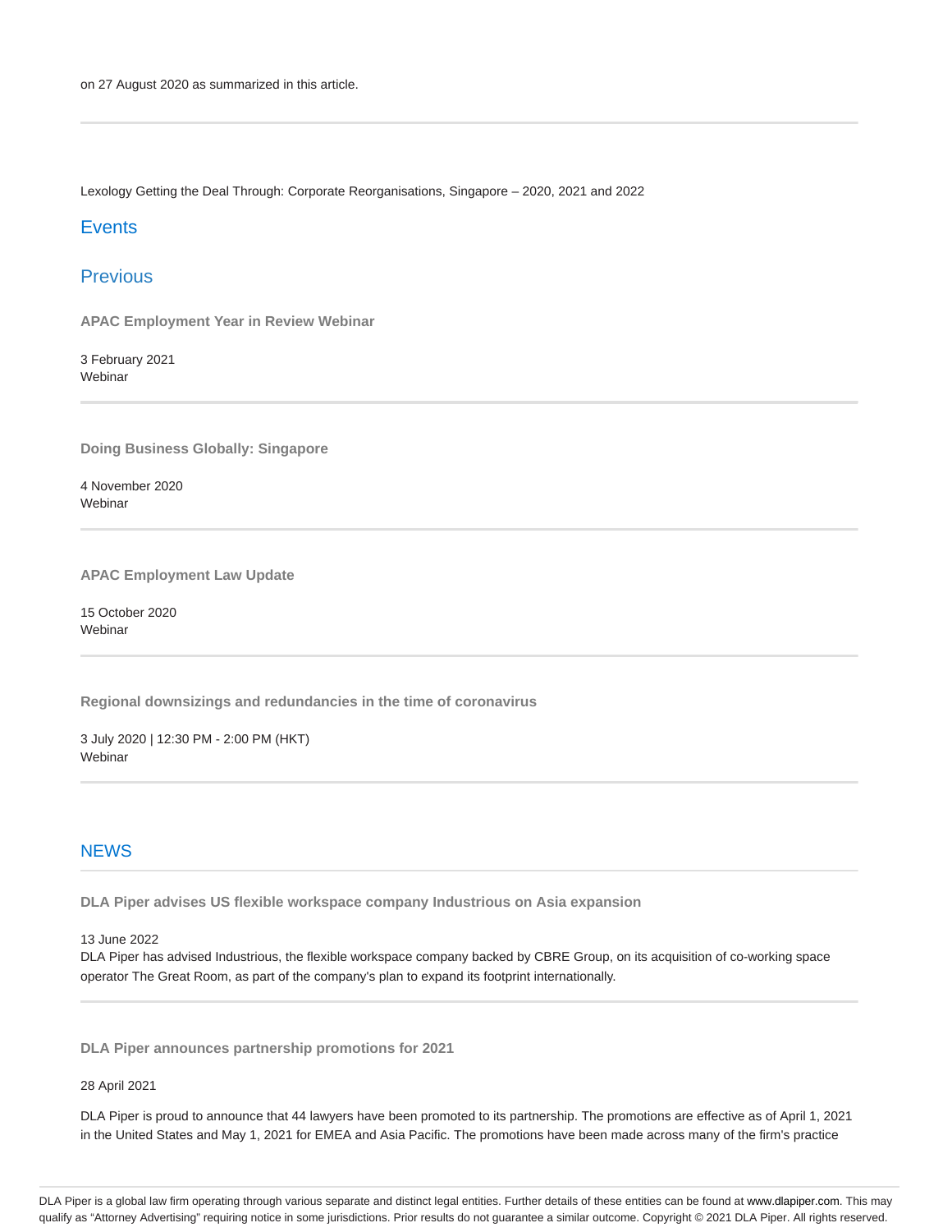on 27 August 2020 as summarized in this article.

---

Lexology Getting the Deal Through: Corporate Reorganisations, Singapore – 2020, 2021 and 2022

## Events

## Previous

**APAC Employment Year in Review Webinar**

3 February 2021
Webinar

---

**Doing Business Globally: Singapore**

4 November 2020
Webinar

---

**APAC Employment Law Update**

15 October 2020
Webinar

---

**Regional downsizings and redundancies in the time of coronavirus**

3 July 2020 | 12:30 PM - 2:00 PM (HKT)
Webinar

---

## NEWS

**DLA Piper advises US flexible workspace company Industrious on Asia expansion**

13 June 2022
DLA Piper has advised Industrious, the flexible workspace company backed by CBRE Group, on its acquisition of co-working space operator The Great Room, as part of the company's plan to expand its footprint internationally.

---

**DLA Piper announces partnership promotions for 2021**

28 April 2021

DLA Piper is proud to announce that 44 lawyers have been promoted to its partnership. The promotions are effective as of April 1, 2021 in the United States and May 1, 2021 for EMEA and Asia Pacific. The promotions have been made across many of the firm's practice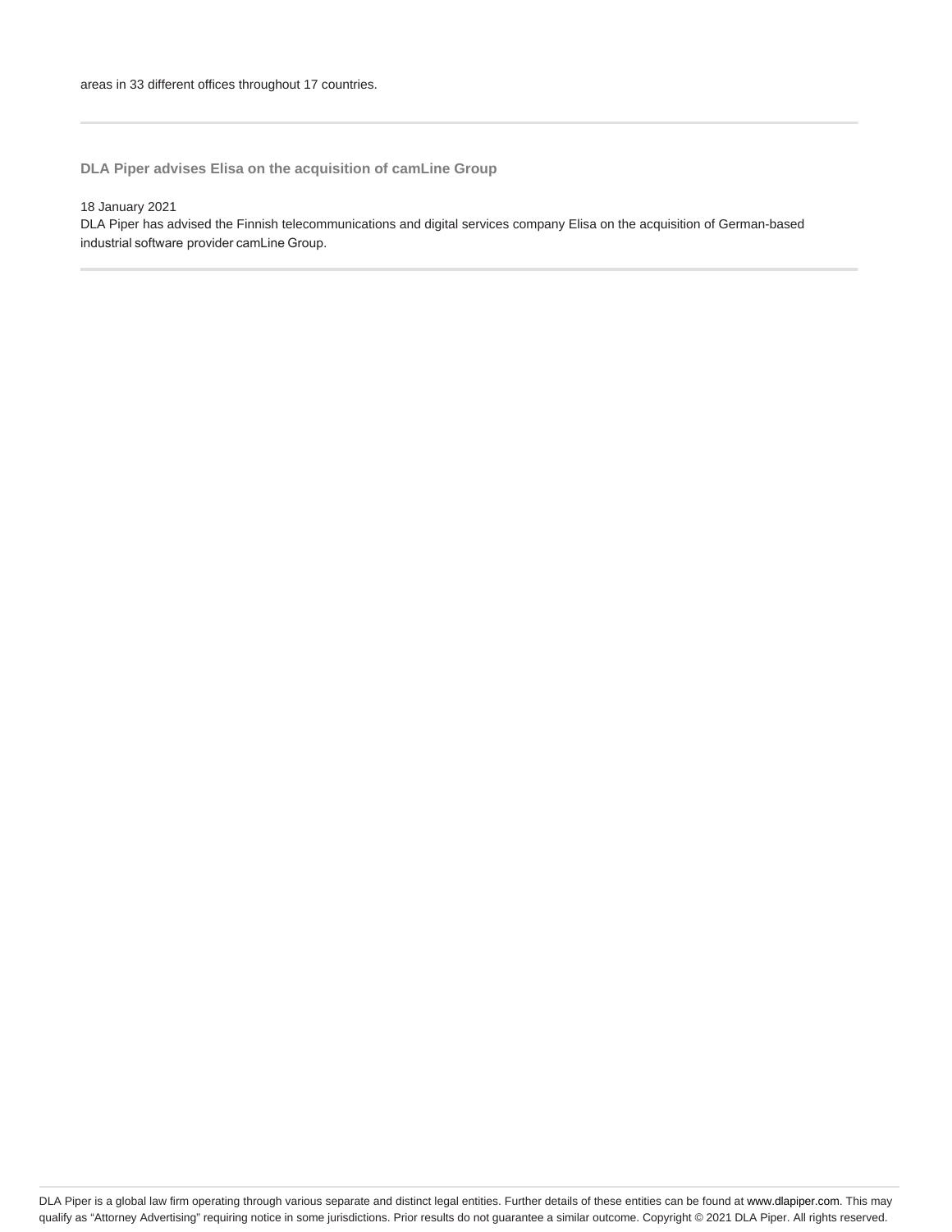areas in 33 different offices throughout 17 countries.

---

**DLA Piper advises Elisa on the acquisition of camLine Group**

18 January 2021

DLA Piper has advised the Finnish telecommunications and digital services company Elisa on the acquisition of German-based industrial software provider camLine Group.

---

DLA Piper is a global law firm operating through various separate and distinct legal entities. Further details of these entities can be found at www.dlapiper.com. This may qualify as "Attorney Advertising" requiring notice in some jurisdictions. Prior results do not guarantee a similar outcome. Copyright © 2021 DLA Piper. All rights reserved.